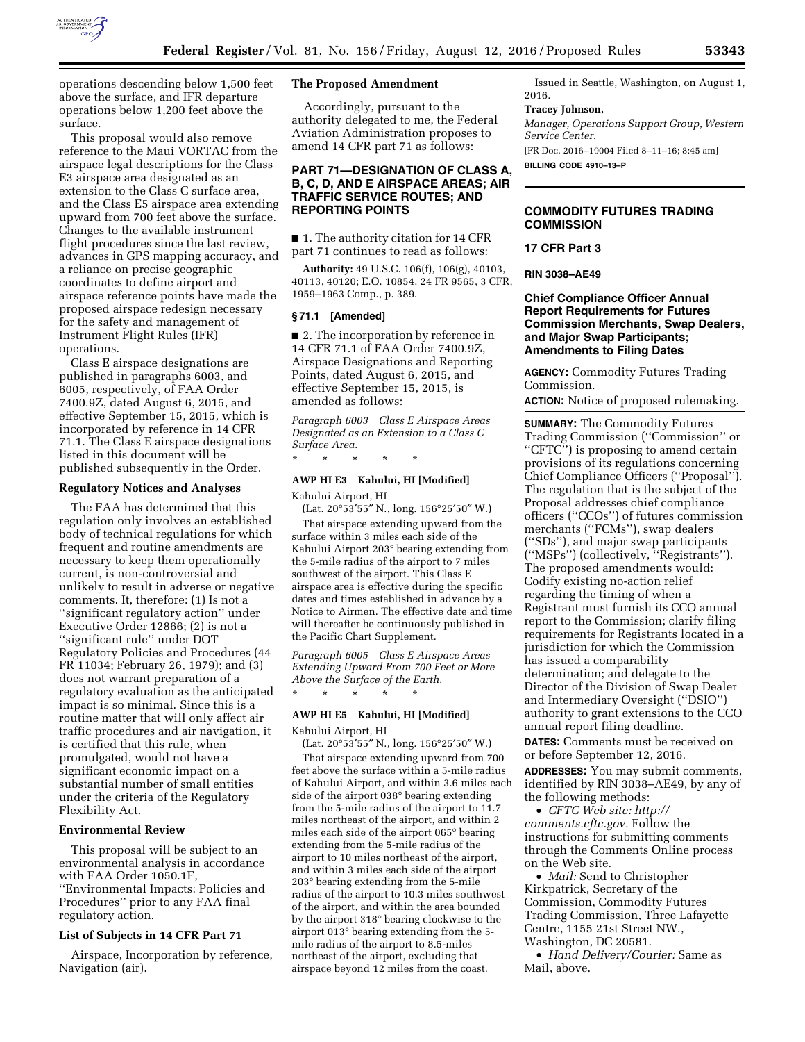operations descending below 1,500 feet above the surface, and IFR departure operations below 1,200 feet above the surface.

This proposal would also remove reference to the Maui VORTAC from the airspace legal descriptions for the Class E3 airspace area designated as an extension to the Class C surface area, and the Class E5 airspace area extending upward from 700 feet above the surface. Changes to the available instrument flight procedures since the last review, advances in GPS mapping accuracy, and a reliance on precise geographic coordinates to define airport and airspace reference points have made the proposed airspace redesign necessary for the safety and management of Instrument Flight Rules (IFR) operations.

Class E airspace designations are published in paragraphs 6003, and 6005, respectively, of FAA Order 7400.9Z, dated August 6, 2015, and effective September 15, 2015, which is incorporated by reference in 14 CFR 71.1. The Class E airspace designations listed in this document will be published subsequently in the Order.

## Regulatory Notices and Analyses

The FAA has determined that this regulation only involves an established body of technical regulations for which frequent and routine amendments are necessary to keep them operationally current, is non-controversial and unlikely to result in adverse or negative comments. It, therefore: (1) Is not a ''significant regulatory action'' under Executive Order 12866; (2) is not a ''significant rule'' under DOT Regulatory Policies and Procedures (44 FR 11034; February 26, 1979); and (3) does not warrant preparation of a regulatory evaluation as the anticipated impact is so minimal. Since this is a routine matter that will only affect air traffic procedures and air navigation, it is certified that this rule, when promulgated, would not have a significant economic impact on a substantial number of small entities under the criteria of the Regulatory Flexibility Act.

## Environmental Review

This proposal will be subject to an environmental analysis in accordance with FAA Order 1050.1F, ''Environmental Impacts: Policies and Procedures'' prior to any FAA final regulatory action.

## List of Subjects in 14 CFR Part 71

Airspace, Incorporation by reference, Navigation (air).

## The Proposed Amendment

Accordingly, pursuant to the authority delegated to me, the Federal Aviation Administration proposes to amend 14 CFR part 71 as follows:

## PART 71—DESIGNATION OF CLASS A, B, C, D, AND E AIRSPACE AREAS; AIR TRAFFIC SERVICE ROUTES; AND REPORTING POINTS

■ 1. The authority citation for 14 CFR part 71 continues to read as follows:

**Authority:** 49 U.S.C. 106(f), 106(g), 40103, 40113, 40120; E.O. 10854, 24 FR 9565, 3 CFR, 1959–1963 Comp., p. 389.

### § 71.1 [Amended]

■ 2. The incorporation by reference in 14 CFR 71.1 of FAA Order 7400.9Z, Airspace Designations and Reporting Points, dated August 6, 2015, and effective September 15, 2015, is amended as follows:

*Paragraph 6003 Class E Airspace Areas Designated as an Extension to a Class C Surface Area.*

\* \* \* \* \*

### AWP HI E3 Kahului, HI [Modified]

Kahului Airport, HI

(Lat. 20°53′55″ N., long. 156°25′50″ W.)

That airspace extending upward from the surface within 3 miles each side of the Kahului Airport 203° bearing extending from the 5-mile radius of the airport to 7 miles southwest of the airport. This Class E airspace area is effective during the specific dates and times established in advance by a Notice to Airmen. The effective date and time will thereafter be continuously published in the Pacific Chart Supplement.

*Paragraph 6005 Class E Airspace Areas Extending Upward From 700 Feet or More Above the Surface of the Earth.*

\* \* \* \* \*

### AWP HI E5 Kahului, HI [Modified]

Kahului Airport, HI

(Lat. 20°53′55″ N., long. 156°25′50″ W.)

That airspace extending upward from 700 feet above the surface within a 5-mile radius of Kahului Airport, and within 3.6 miles each side of the airport 038° bearing extending from the 5-mile radius of the airport to 11.7 miles northeast of the airport, and within 2 miles each side of the airport 065° bearing extending from the 5-mile radius of the airport to 10 miles northeast of the airport, and within 3 miles each side of the airport 203° bearing extending from the 5-mile radius of the airport to 10.3 miles southwest of the airport, and within the area bounded by the airport 318° bearing clockwise to the airport 013° bearing extending from the 5-mile radius of the airport to 8.5-miles northeast of the airport, excluding that airspace beyond 12 miles from the coast.

Issued in Seattle, Washington, on August 1, 2016.

**Tracey Johnson,**

*Manager, Operations Support Group, Western Service Center.*

[FR Doc. 2016–19004 Filed 8–11–16; 8:45 am]

**BILLING CODE 4910–13–P**

---

# COMMODITY FUTURES TRADING COMMISSION

## 17 CFR Part 3

## RIN 3038–AE49

## Chief Compliance Officer Annual Report Requirements for Futures Commission Merchants, Swap Dealers, and Major Swap Participants; Amendments to Filing Dates

**AGENCY:** Commodity Futures Trading Commission.

**ACTION:** Notice of proposed rulemaking.

**SUMMARY:** The Commodity Futures Trading Commission (''Commission'' or ''CFTC'') is proposing to amend certain provisions of its regulations concerning Chief Compliance Officers (''Proposal''). The regulation that is the subject of the Proposal addresses chief compliance officers (''CCOs'') of futures commission merchants (''FCMs''), swap dealers (''SDs''), and major swap participants (''MSPs'') (collectively, ''Registrants''). The proposed amendments would: Codify existing no-action relief regarding the timing of when a Registrant must furnish its CCO annual report to the Commission; clarify filing requirements for Registrants located in a jurisdiction for which the Commission has issued a comparability determination; and delegate to the Director of the Division of Swap Dealer and Intermediary Oversight (''DSIO'') authority to grant extensions to the CCO annual report filing deadline.

**DATES:** Comments must be received on or before September 12, 2016.

**ADDRESSES:** You may submit comments, identified by RIN 3038–AE49, by any of the following methods:

- *CFTC Web site: http://comments.cftc.gov.* Follow the instructions for submitting comments through the Comments Online process on the Web site.
- *Mail:* Send to Christopher Kirkpatrick, Secretary of the Commission, Commodity Futures Trading Commission, Three Lafayette Centre, 1155 21st Street NW., Washington, DC 20581.
- *Hand Delivery/Courier:* Same as Mail, above.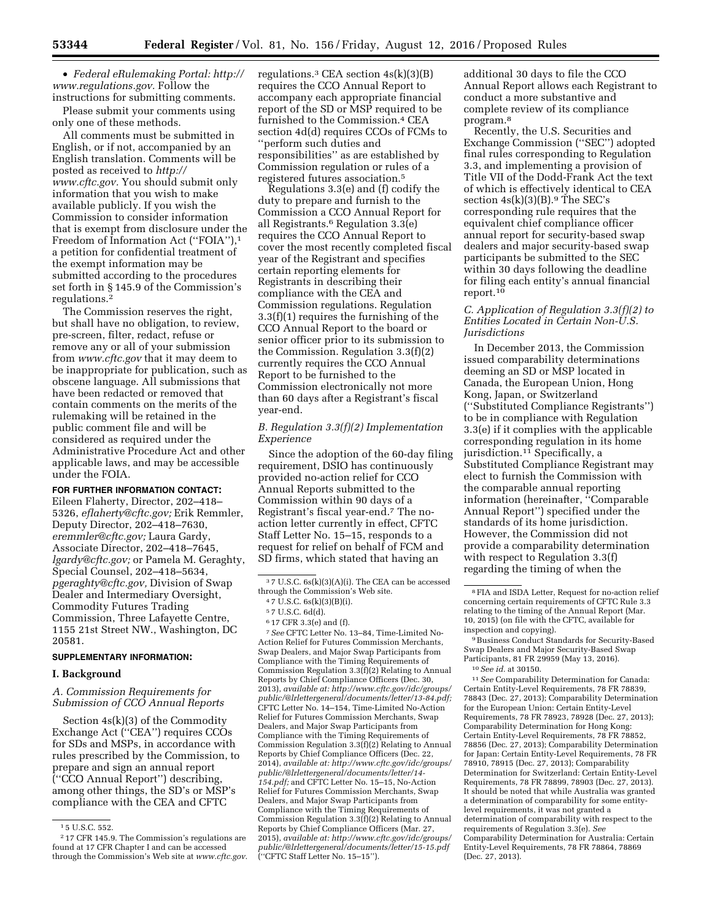• *Federal eRulemaking Portal: http://www.regulations.gov.* Follow the instructions for submitting comments.

Please submit your comments using only one of these methods.

All comments must be submitted in English, or if not, accompanied by an English translation. Comments will be posted as received to *http://www.cftc.gov.* You should submit only information that you wish to make available publicly. If you wish the Commission to consider information that is exempt from disclosure under the Freedom of Information Act (''FOIA''),[1] a petition for confidential treatment of the exempt information may be submitted according to the procedures set forth in § 145.9 of the Commission's regulations.[2]

The Commission reserves the right, but shall have no obligation, to review, pre-screen, filter, redact, refuse or remove any or all of your submission from *www.cftc.gov* that it may deem to be inappropriate for publication, such as obscene language. All submissions that have been redacted or removed that contain comments on the merits of the rulemaking will be retained in the public comment file and will be considered as required under the Administrative Procedure Act and other applicable laws, and may be accessible under the FOIA.

**FOR FURTHER INFORMATION CONTACT:** Eileen Flaherty, Director, 202–418–5326, *eflaherty@cftc.gov;* Erik Remmler, Deputy Director, 202–418–7630, *eremmler@cftc.gov;* Laura Gardy, Associate Director, 202–418–7645, *lgardy@cftc.gov;* or Pamela M. Geraghty, Special Counsel, 202–418–5634, *pgeraghty@cftc.gov,* Division of Swap Dealer and Intermediary Oversight, Commodity Futures Trading Commission, Three Lafayette Centre, 1155 21st Street NW., Washington, DC 20581.

**SUPPLEMENTARY INFORMATION:**

## I. Background

### *A. Commission Requirements for Submission of CCO Annual Reports*

Section 4s(k)(3) of the Commodity Exchange Act (''CEA'') requires CCOs for SDs and MSPs, in accordance with rules prescribed by the Commission, to prepare and sign an annual report (''CCO Annual Report'') describing, among other things, the SD's or MSP's compliance with the CEA and CFTC regulations.[3] CEA section 4s(k)(3)(B) requires the CCO Annual Report to accompany each appropriate financial report of the SD or MSP required to be furnished to the Commission.[4] CEA section 4d(d) requires CCOs of FCMs to ''perform such duties and responsibilities'' as are established by Commission regulation or rules of a registered futures association.[5]

Regulations 3.3(e) and (f) codify the duty to prepare and furnish to the Commission a CCO Annual Report for all Registrants.[6] Regulation 3.3(e) requires the CCO Annual Report to cover the most recently completed fiscal year of the Registrant and specifies certain reporting elements for Registrants in describing their compliance with the CEA and Commission regulations. Regulation 3.3(f)(1) requires the furnishing of the CCO Annual Report to the board or senior officer prior to its submission to the Commission. Regulation 3.3(f)(2) currently requires the CCO Annual Report to be furnished to the Commission electronically not more than 60 days after a Registrant's fiscal year-end.

### *B. Regulation 3.3(f)(2) Implementation Experience*

Since the adoption of the 60-day filing requirement, DSIO has continuously provided no-action relief for CCO Annual Reports submitted to the Commission within 90 days of a Registrant's fiscal year-end.[7] The no-action letter currently in effect, CFTC Staff Letter No. 15–15, responds to a request for relief on behalf of FCM and SD firms, which stated that having an additional 30 days to file the CCO Annual Report allows each Registrant to conduct a more substantive and complete review of its compliance program.[8]

Recently, the U.S. Securities and Exchange Commission (''SEC'') adopted final rules corresponding to Regulation 3.3, and implementing a provision of Title VII of the Dodd-Frank Act the text of which is effectively identical to CEA section 4s(k)(3)(B).[9] The SEC's corresponding rule requires that the equivalent chief compliance officer annual report for security-based swap dealers and major security-based swap participants be submitted to the SEC within 30 days following the deadline for filing each entity's annual financial report.[10]

### *C. Application of Regulation 3.3(f)(2) to Entities Located in Certain Non-U.S. Jurisdictions*

In December 2013, the Commission issued comparability determinations deeming an SD or MSP located in Canada, the European Union, Hong Kong, Japan, or Switzerland (''Substituted Compliance Registrants'') to be in compliance with Regulation 3.3(e) if it complies with the applicable corresponding regulation in its home jurisdiction.[11] Specifically, a Substituted Compliance Registrant may elect to furnish the Commission with the comparable annual reporting information (hereinafter, ''Comparable Annual Report'') specified under the standards of its home jurisdiction. However, the Commission did not provide a comparability determination with respect to Regulation 3.3(f) regarding the timing of when the

---

[1] 5 U.S.C. 552.

[2] 17 CFR 145.9. The Commission's regulations are found at 17 CFR Chapter I and can be accessed through the Commission's Web site at *www.cftc.gov.*

[3] 7 U.S.C. 6s(k)(3)(A)(i). The CEA can be accessed through the Commission's Web site.

[4] 7 U.S.C. 6s(k)(3)(B)(i).

[5] 7 U.S.C. 6d(d).

[6] 17 CFR 3.3(e) and (f).

[7] *See* CFTC Letter No. 13–84, Time-Limited No-Action Relief for Futures Commission Merchants, Swap Dealers, and Major Swap Participants from Compliance with the Timing Requirements of Commission Regulation 3.3(f)(2) Relating to Annual Reports by Chief Compliance Officers (Dec. 30, 2013), *available at: http://www.cftc.gov/idc/groups/public/@lrlettergeneral/documents/letter/13-84.pdf;* CFTC Letter No. 14–154, Time-Limited No-Action Relief for Futures Commission Merchants, Swap Dealers, and Major Swap Participants from Compliance with the Timing Requirements of Commission Regulation 3.3(f)(2) Relating to Annual Reports by Chief Compliance Officers (Dec. 22, 2014), *available at: http://www.cftc.gov/idc/groups/public/@lrlettergeneral/documents/letter/14-154.pdf;* and CFTC Letter No. 15–15, No-Action Relief for Futures Commission Merchants, Swap Dealers, and Major Swap Participants from Compliance with the Timing Requirements of Commission Regulation 3.3(f)(2) Relating to Annual Reports by Chief Compliance Officers (Mar. 27, 2015), *available at: http://www.cftc.gov/idc/groups/public/@lrlettergeneral/documents/letter/15-15.pdf* (''CFTC Staff Letter No. 15–15'').

[8] FIA and ISDA Letter, Request for no-action relief concerning certain requirements of CFTC Rule 3.3 relating to the timing of the Annual Report (Mar. 10, 2015) (on file with the CFTC, available for inspection and copying).

[9] Business Conduct Standards for Security-Based Swap Dealers and Major Security-Based Swap Participants, 81 FR 29959 (May 13, 2016).

[10] *See id.* at 30150.

[11] *See* Comparability Determination for Canada: Certain Entity-Level Requirements, 78 FR 78839, 78843 (Dec. 27, 2013); Comparability Determination for the European Union: Certain Entity-Level Requirements, 78 FR 78923, 78928 (Dec. 27, 2013); Comparability Determination for Hong Kong: Certain Entity-Level Requirements, 78 FR 78852, 78856 (Dec. 27, 2013); Comparability Determination for Japan: Certain Entity-Level Requirements, 78 FR 78910, 78915 (Dec. 27, 2013); Comparability Determination for Switzerland: Certain Entity-Level Requirements, 78 FR 78899, 78903 (Dec. 27, 2013). It should be noted that while Australia was granted a determination of comparability for some entity-level requirements, it was not granted a determination of comparability with respect to the requirements of Regulation 3.3(e). *See* Comparability Determination for Australia: Certain Entity-Level Requirements, 78 FR 78864, 78869 (Dec. 27, 2013).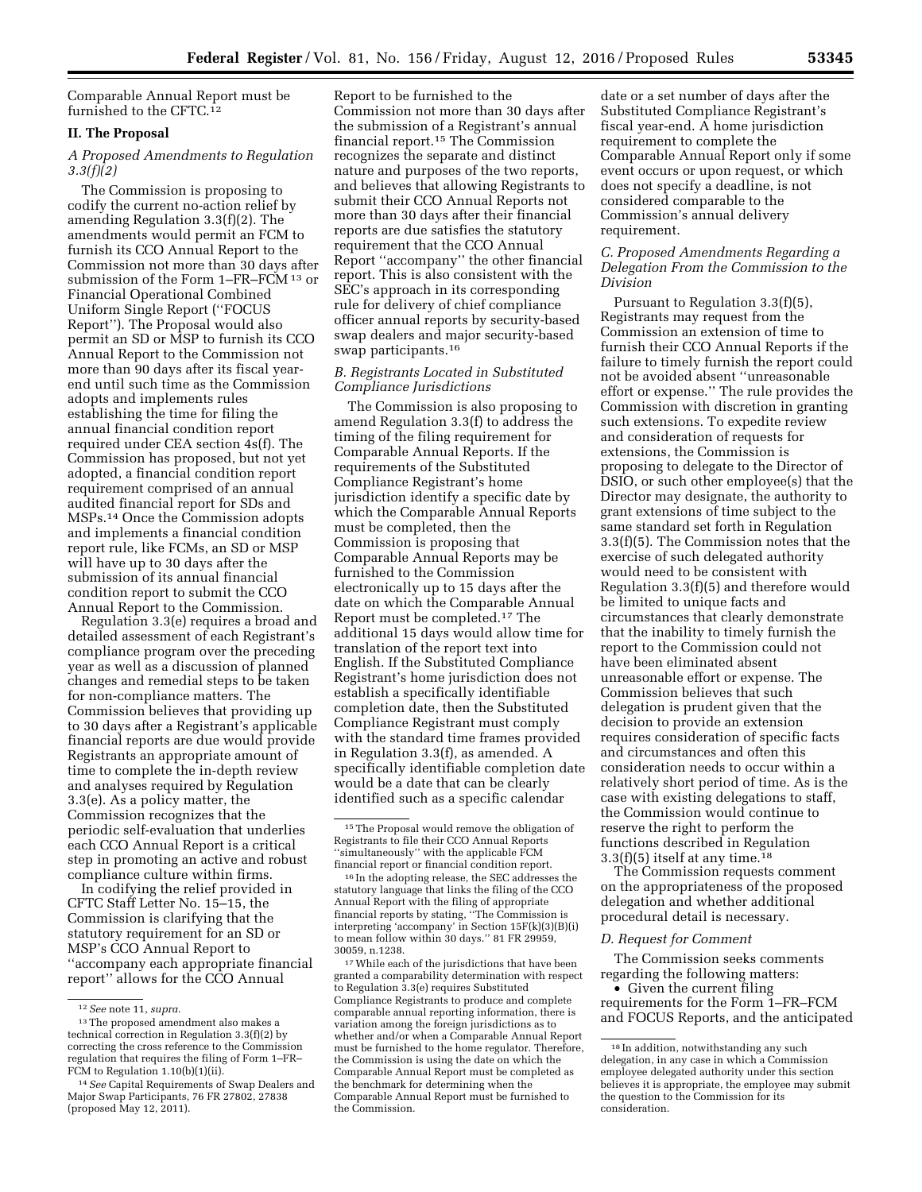Comparable Annual Report must be furnished to the CFTC.[12]

## II. The Proposal

### A Proposed Amendments to Regulation 3.3(f)(2)

The Commission is proposing to codify the current no-action relief by amending Regulation 3.3(f)(2). The amendments would permit an FCM to furnish its CCO Annual Report to the Commission not more than 30 days after submission of the Form 1–FR–FCM [13] or Financial Operational Combined Uniform Single Report (''FOCUS Report''). The Proposal would also permit an SD or MSP to furnish its CCO Annual Report to the Commission not more than 90 days after its fiscal year-end until such time as the Commission adopts and implements rules establishing the time for filing the annual financial condition report required under CEA section 4s(f). The Commission has proposed, but not yet adopted, a financial condition report requirement comprised of an annual audited financial report for SDs and MSPs.[14] Once the Commission adopts and implements a financial condition report rule, like FCMs, an SD or MSP will have up to 30 days after the submission of its annual financial condition report to submit the CCO Annual Report to the Commission.

Regulation 3.3(e) requires a broad and detailed assessment of each Registrant's compliance program over the preceding year as well as a discussion of planned changes and remedial steps to be taken for non-compliance matters. The Commission believes that providing up to 30 days after a Registrant's applicable financial reports are due would provide Registrants an appropriate amount of time to complete the in-depth review and analyses required by Regulation 3.3(e). As a policy matter, the Commission recognizes that the periodic self-evaluation that underlies each CCO Annual Report is a critical step in promoting an active and robust compliance culture within firms.

In codifying the relief provided in CFTC Staff Letter No. 15–15, the Commission is clarifying that the statutory requirement for an SD or MSP's CCO Annual Report to ''accompany each appropriate financial report'' allows for the CCO Annual Report to be furnished to the Commission not more than 30 days after the submission of a Registrant's annual financial report.[15] The Commission recognizes the separate and distinct nature and purposes of the two reports, and believes that allowing Registrants to submit their CCO Annual Reports not more than 30 days after their financial reports are due satisfies the statutory requirement that the CCO Annual Report ''accompany'' the other financial report. This is also consistent with the SEC's approach in its corresponding rule for delivery of chief compliance officer annual reports by security-based swap dealers and major security-based swap participants.[16]

### B. Registrants Located in Substituted Compliance Jurisdictions

The Commission is also proposing to amend Regulation 3.3(f) to address the timing of the filing requirement for Comparable Annual Reports. If the requirements of the Substituted Compliance Registrant's home jurisdiction identify a specific date by which the Comparable Annual Reports must be completed, then the Commission is proposing that Comparable Annual Reports may be furnished to the Commission electronically up to 15 days after the date on which the Comparable Annual Report must be completed.[17] The additional 15 days would allow time for translation of the report text into English. If the Substituted Compliance Registrant's home jurisdiction does not establish a specifically identifiable completion date, then the Substituted Compliance Registrant must comply with the standard time frames provided in Regulation 3.3(f), as amended. A specifically identifiable completion date would be a date that can be clearly identified such as a specific calendar date or a set number of days after the Substituted Compliance Registrant's fiscal year-end. A home jurisdiction requirement to complete the Comparable Annual Report only if some event occurs or upon request, or which does not specify a deadline, is not considered comparable to the Commission's annual delivery requirement.

### C. Proposed Amendments Regarding a Delegation From the Commission to the Division

Pursuant to Regulation 3.3(f)(5), Registrants may request from the Commission an extension of time to furnish their CCO Annual Reports if the failure to timely furnish the report could not be avoided absent ''unreasonable effort or expense.'' The rule provides the Commission with discretion in granting such extensions. To expedite review and consideration of requests for extensions, the Commission is proposing to delegate to the Director of DSIO, or such other employee(s) that the Director may designate, the authority to grant extensions of time subject to the same standard set forth in Regulation 3.3(f)(5). The Commission notes that the exercise of such delegated authority would need to be consistent with Regulation 3.3(f)(5) and therefore would be limited to unique facts and circumstances that clearly demonstrate that the inability to timely furnish the report to the Commission could not have been eliminated absent unreasonable effort or expense. The Commission believes that such delegation is prudent given that the decision to provide an extension requires consideration of specific facts and circumstances and often this consideration needs to occur within a relatively short period of time. As is the case with existing delegations to staff, the Commission would continue to reserve the right to perform the functions described in Regulation 3.3(f)(5) itself at any time.[18]

The Commission requests comment on the appropriateness of the proposed delegation and whether additional procedural detail is necessary.

### D. Request for Comment

The Commission seeks comments regarding the following matters:

- Given the current filing requirements for the Form 1–FR–FCM and FOCUS Reports, and the anticipated

---

[12] *See* note 11, *supra.*

[13] The proposed amendment also makes a technical correction in Regulation 3.3(f)(2) by correcting the cross reference to the Commission regulation that requires the filing of Form 1–FR–FCM to Regulation 1.10(b)(1)(ii).

[14] *See* Capital Requirements of Swap Dealers and Major Swap Participants, 76 FR 27802, 27838 (proposed May 12, 2011).

[15] The Proposal would remove the obligation of Registrants to file their CCO Annual Reports ''simultaneously'' with the applicable FCM financial report or financial condition report.

[16] In the adopting release, the SEC addresses the statutory language that links the filing of the CCO Annual Report with the filing of appropriate financial reports by stating, ''The Commission is interpreting 'accompany' in Section 15F(k)(3)(B)(i) to mean follow within 30 days.'' 81 FR 29959, 30059, n.1238.

[17] While each of the jurisdictions that have been granted a comparability determination with respect to Regulation 3.3(e) requires Substituted Compliance Registrants to produce and complete comparable annual reporting information, there is variation among the foreign jurisdictions as to whether and/or when a Comparable Annual Report must be furnished to the home regulator. Therefore, the Commission is using the date on which the Comparable Annual Report must be completed as the benchmark for determining when the Comparable Annual Report must be furnished to the Commission.

[18] In addition, notwithstanding any such delegation, in any case in which a Commission employee delegated authority under this section believes it is appropriate, the employee may submit the question to the Commission for its consideration.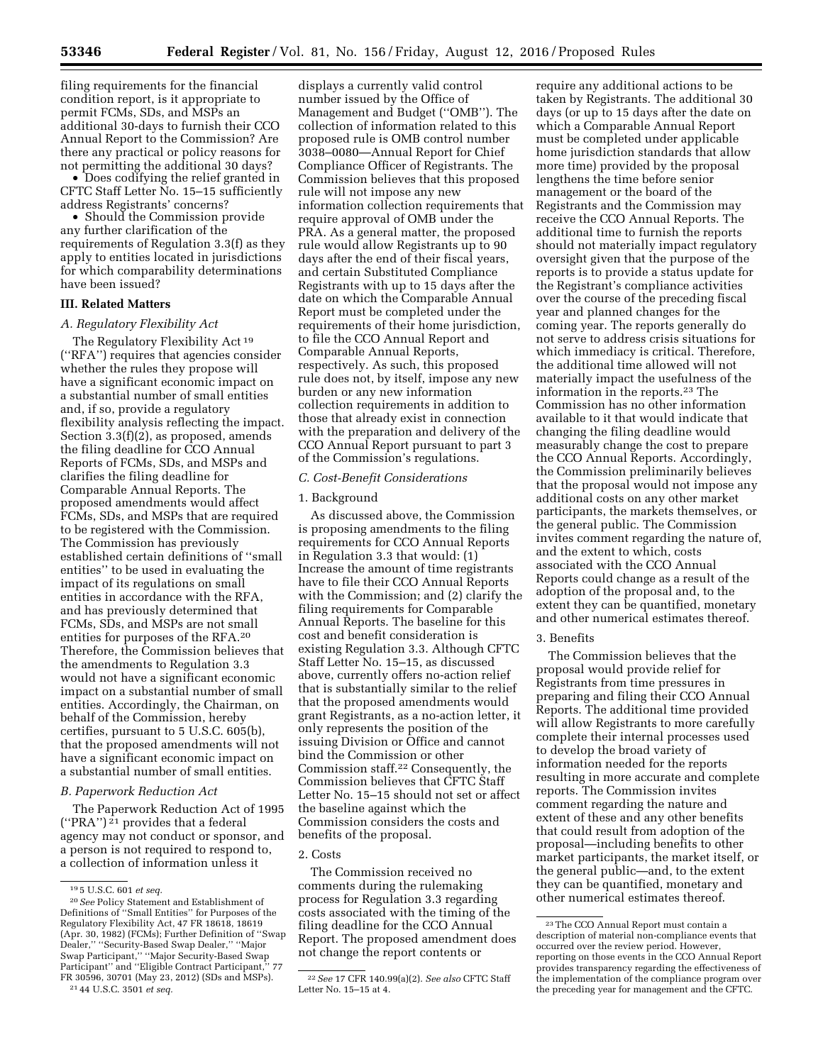filing requirements for the financial condition report, is it appropriate to permit FCMs, SDs, and MSPs an additional 30-days to furnish their CCO Annual Report to the Commission? Are there any practical or policy reasons for not permitting the additional 30 days?

- Does codifying the relief granted in CFTC Staff Letter No. 15–15 sufficiently address Registrants' concerns?
- Should the Commission provide any further clarification of the requirements of Regulation 3.3(f) as they apply to entities located in jurisdictions for which comparability determinations have been issued?

## III. Related Matters

### A. Regulatory Flexibility Act

The Regulatory Flexibility Act [19] (''RFA'') requires that agencies consider whether the rules they propose will have a significant economic impact on a substantial number of small entities and, if so, provide a regulatory flexibility analysis reflecting the impact. Section 3.3(f)(2), as proposed, amends the filing deadline for CCO Annual Reports of FCMs, SDs, and MSPs and clarifies the filing deadline for Comparable Annual Reports. The proposed amendments would affect FCMs, SDs, and MSPs that are required to be registered with the Commission. The Commission has previously established certain definitions of ''small entities'' to be used in evaluating the impact of its regulations on small entities in accordance with the RFA, and has previously determined that FCMs, SDs, and MSPs are not small entities for purposes of the RFA.[20] Therefore, the Commission believes that the amendments to Regulation 3.3 would not have a significant economic impact on a substantial number of small entities. Accordingly, the Chairman, on behalf of the Commission, hereby certifies, pursuant to 5 U.S.C. 605(b), that the proposed amendments will not have a significant economic impact on a substantial number of small entities.

### B. Paperwork Reduction Act

The Paperwork Reduction Act of 1995 (''PRA'') [21] provides that a federal agency may not conduct or sponsor, and a person is not required to respond to, a collection of information unless it displays a currently valid control number issued by the Office of Management and Budget (''OMB''). The collection of information related to this proposed rule is OMB control number 3038–0080—Annual Report for Chief Compliance Officer of Registrants. The Commission believes that this proposed rule will not impose any new information collection requirements that require approval of OMB under the PRA. As a general matter, the proposed rule would allow Registrants up to 90 days after the end of their fiscal years, and certain Substituted Compliance Registrants with up to 15 days after the date on which the Comparable Annual Report must be completed under the requirements of their home jurisdiction, to file the CCO Annual Report and Comparable Annual Reports, respectively. As such, this proposed rule does not, by itself, impose any new burden or any new information collection requirements in addition to those that already exist in connection with the preparation and delivery of the CCO Annual Report pursuant to part 3 of the Commission's regulations.

### C. Cost-Benefit Considerations

#### 1. Background

As discussed above, the Commission is proposing amendments to the filing requirements for CCO Annual Reports in Regulation 3.3 that would: (1) Increase the amount of time registrants have to file their CCO Annual Reports with the Commission; and (2) clarify the filing requirements for Comparable Annual Reports. The baseline for this cost and benefit consideration is existing Regulation 3.3. Although CFTC Staff Letter No. 15–15, as discussed above, currently offers no-action relief that is substantially similar to the relief that the proposed amendments would grant Registrants, as a no-action letter, it only represents the position of the issuing Division or Office and cannot bind the Commission or other Commission staff.[22] Consequently, the Commission believes that CFTC Staff Letter No. 15–15 should not set or affect the baseline against which the Commission considers the costs and benefits of the proposal.

#### 2. Costs

The Commission received no comments during the rulemaking process for Regulation 3.3 regarding costs associated with the timing of the filing deadline for the CCO Annual Report. The proposed amendment does not change the report contents or require any additional actions to be taken by Registrants. The additional 30 days (or up to 15 days after the date on which a Comparable Annual Report must be completed under applicable home jurisdiction standards that allow more time) provided by the proposal lengthens the time before senior management or the board of the Registrants and the Commission may receive the CCO Annual Reports. The additional time to furnish the reports should not materially impact regulatory oversight given that the purpose of the reports is to provide a status update for the Registrant's compliance activities over the course of the preceding fiscal year and planned changes for the coming year. The reports generally do not serve to address crisis situations for which immediacy is critical. Therefore, the additional time allowed will not materially impact the usefulness of the information in the reports.[23] The Commission has no other information available to it that would indicate that changing the filing deadline would measurably change the cost to prepare the CCO Annual Reports. Accordingly, the Commission preliminarily believes that the proposal would not impose any additional costs on any other market participants, the markets themselves, or the general public. The Commission invites comment regarding the nature of, and the extent to which, costs associated with the CCO Annual Reports could change as a result of the adoption of the proposal and, to the extent they can be quantified, monetary and other numerical estimates thereof.

#### 3. Benefits

The Commission believes that the proposal would provide relief for Registrants from time pressures in preparing and filing their CCO Annual Reports. The additional time provided will allow Registrants to more carefully complete their internal processes used to develop the broad variety of information needed for the reports resulting in more accurate and complete reports. The Commission invites comment regarding the nature and extent of these and any other benefits that could result from adoption of the proposal—including benefits to other market participants, the market itself, or the general public—and, to the extent they can be quantified, monetary and other numerical estimates thereof.

---

[19] 5 U.S.C. 601 *et seq.*

[20] *See* Policy Statement and Establishment of Definitions of ''Small Entities'' for Purposes of the Regulatory Flexibility Act, 47 FR 18618, 18619 (Apr. 30, 1982) (FCMs); Further Definition of ''Swap Dealer,'' ''Security-Based Swap Dealer,'' ''Major Swap Participant,'' ''Major Security-Based Swap Participant'' and ''Eligible Contract Participant,'' 77 FR 30596, 30701 (May 23, 2012) (SDs and MSPs).

[21] 44 U.S.C. 3501 *et seq.*

[22] *See* 17 CFR 140.99(a)(2). *See also* CFTC Staff Letter No. 15–15 at 4.

[23] The CCO Annual Report must contain a description of material non-compliance events that occurred over the review period. However, reporting on those events in the CCO Annual Report provides transparency regarding the effectiveness of the implementation of the compliance program over the preceding year for management and the CFTC.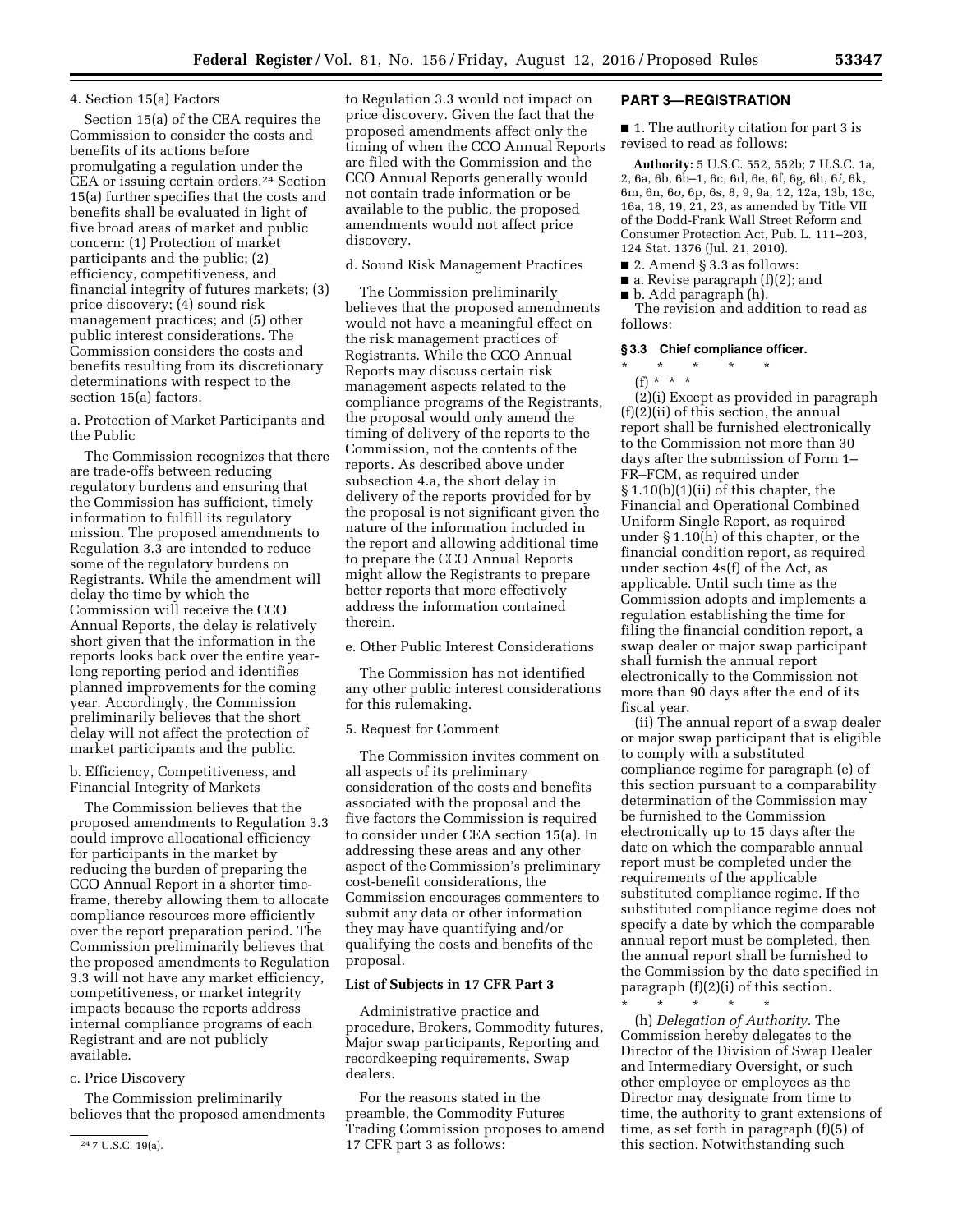4. Section 15(a) Factors

Section 15(a) of the CEA requires the Commission to consider the costs and benefits of its actions before promulgating a regulation under the CEA or issuing certain orders.[24] Section 15(a) further specifies that the costs and benefits shall be evaluated in light of five broad areas of market and public concern: (1) Protection of market participants and the public; (2) efficiency, competitiveness, and financial integrity of futures markets; (3) price discovery; (4) sound risk management practices; and (5) other public interest considerations. The Commission considers the costs and benefits resulting from its discretionary determinations with respect to the section 15(a) factors.

a. Protection of Market Participants and the Public

The Commission recognizes that there are trade-offs between reducing regulatory burdens and ensuring that the Commission has sufficient, timely information to fulfill its regulatory mission. The proposed amendments to Regulation 3.3 are intended to reduce some of the regulatory burdens on Registrants. While the amendment will delay the time by which the Commission will receive the CCO Annual Reports, the delay is relatively short given that the information in the reports looks back over the entire year-long reporting period and identifies planned improvements for the coming year. Accordingly, the Commission preliminarily believes that the short delay will not affect the protection of market participants and the public.

b. Efficiency, Competitiveness, and Financial Integrity of Markets

The Commission believes that the proposed amendments to Regulation 3.3 could improve allocational efficiency for participants in the market by reducing the burden of preparing the CCO Annual Report in a shorter time-frame, thereby allowing them to allocate compliance resources more efficiently over the report preparation period. The Commission preliminarily believes that the proposed amendments to Regulation 3.3 will not have any market efficiency, competitiveness, or market integrity impacts because the reports address internal compliance programs of each Registrant and are not publicly available.

c. Price Discovery

The Commission preliminarily believes that the proposed amendments to Regulation 3.3 would not impact on price discovery. Given the fact that the proposed amendments affect only the timing of when the CCO Annual Reports are filed with the Commission and the CCO Annual Reports generally would not contain trade information or be available to the public, the proposed amendments would not affect price discovery.

d. Sound Risk Management Practices

The Commission preliminarily believes that the proposed amendments would not have a meaningful effect on the risk management practices of Registrants. While the CCO Annual Reports may discuss certain risk management aspects related to the compliance programs of the Registrants, the proposal would only amend the timing of delivery of the reports to the Commission, not the contents of the reports. As described above under subsection 4.a, the short delay in delivery of the reports provided for by the proposal is not significant given the nature of the information included in the report and allowing additional time to prepare the CCO Annual Reports might allow the Registrants to prepare better reports that more effectively address the information contained therein.

e. Other Public Interest Considerations

The Commission has not identified any other public interest considerations for this rulemaking.

5. Request for Comment

The Commission invites comment on all aspects of its preliminary consideration of the costs and benefits associated with the proposal and the five factors the Commission is required to consider under CEA section 15(a). In addressing these areas and any other aspect of the Commission's preliminary cost-benefit considerations, the Commission encourages commenters to submit any data or other information they may have quantifying and/or qualifying the costs and benefits of the proposal.

**List of Subjects in 17 CFR Part 3**

Administrative practice and procedure, Brokers, Commodity futures, Major swap participants, Reporting and recordkeeping requirements, Swap dealers.

For the reasons stated in the preamble, the Commodity Futures Trading Commission proposes to amend 17 CFR part 3 as follows:

[24] 7 U.S.C. 19(a).

## PART 3—REGISTRATION

■ 1. The authority citation for part 3 is revised to read as follows:

**Authority:** 5 U.S.C. 552, 552b; 7 U.S.C. 1a, 2, 6a, 6b, 6b–1, 6c, 6d, 6e, 6f, 6g, 6h, 6*i*, 6k, 6m, 6n, 6*o*, 6p, 6s, 8, 9, 9a, 12, 12a, 13b, 13c, 16a, 18, 19, 21, 23, as amended by Title VII of the Dodd-Frank Wall Street Reform and Consumer Protection Act, Pub. L. 111–203, 124 Stat. 1376 (Jul. 21, 2010).

■ 2. Amend § 3.3 as follows:

■ a. Revise paragraph (f)(2); and

■ b. Add paragraph (h).

The revision and addition to read as follows:

**§ 3.3 Chief compliance officer.**

\* \* \* \* \*

(f) \* \* \*

(2)(i) Except as provided in paragraph (f)(2)(ii) of this section, the annual report shall be furnished electronically to the Commission not more than 30 days after the submission of Form 1–FR–FCM, as required under § 1.10(b)(1)(ii) of this chapter, the Financial and Operational Combined Uniform Single Report, as required under § 1.10(h) of this chapter, or the financial condition report, as required under section 4s(f) of the Act, as applicable. Until such time as the Commission adopts and implements a regulation establishing the time for filing the financial condition report, a swap dealer or major swap participant shall furnish the annual report electronically to the Commission not more than 90 days after the end of its fiscal year.

(ii) The annual report of a swap dealer or major swap participant that is eligible to comply with a substituted compliance regime for paragraph (e) of this section pursuant to a comparability determination of the Commission may be furnished to the Commission electronically up to 15 days after the date on which the comparable annual report must be completed under the requirements of the applicable substituted compliance regime. If the substituted compliance regime does not specify a date by which the comparable annual report must be completed, then the annual report shall be furnished to the Commission by the date specified in paragraph (f)(2)(i) of this section.

\* \* \* \* \*

(h) *Delegation of Authority.* The Commission hereby delegates to the Director of the Division of Swap Dealer and Intermediary Oversight, or such other employee or employees as the Director may designate from time to time, the authority to grant extensions of time, as set forth in paragraph (f)(5) of this section. Notwithstanding such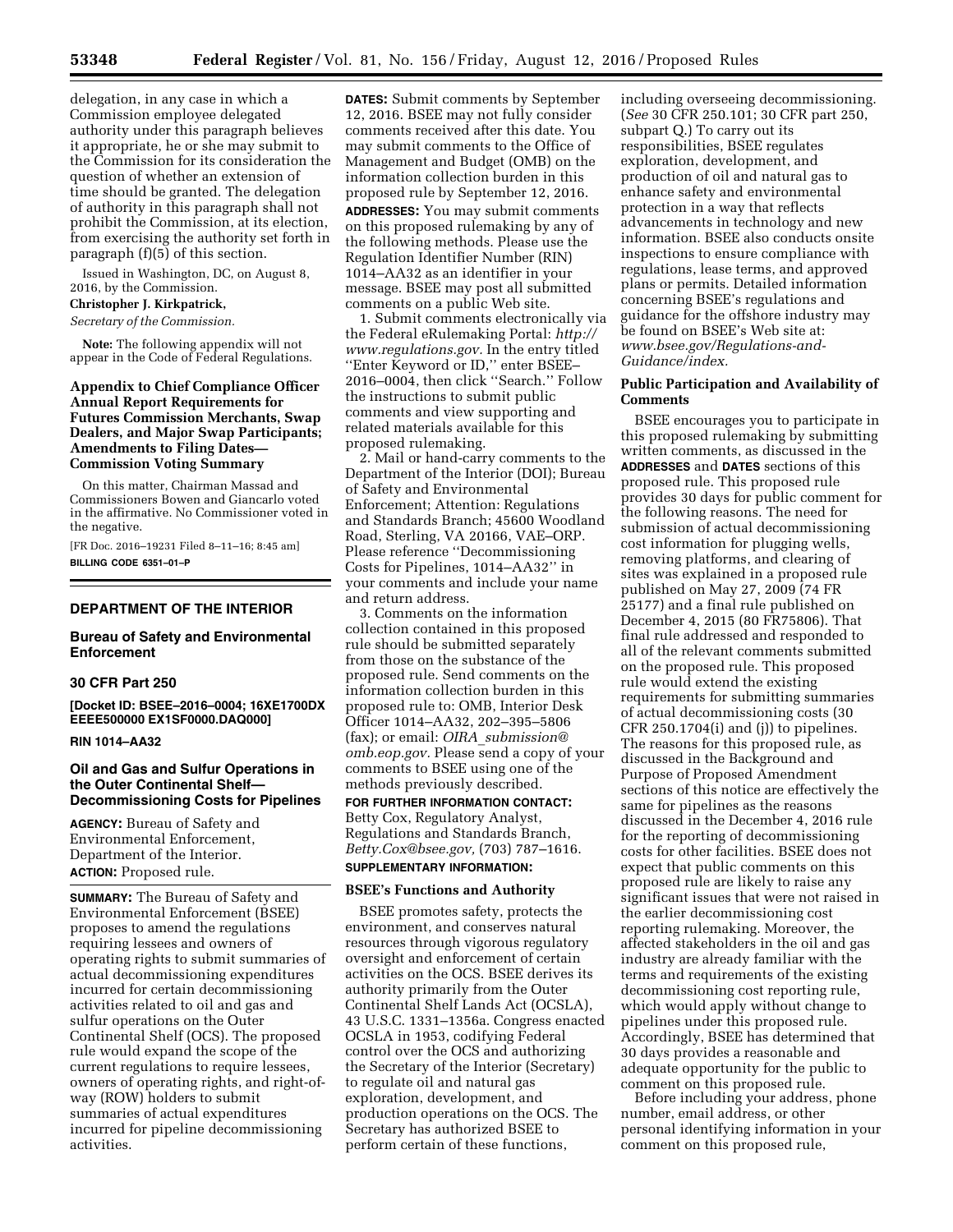delegation, in any case in which a Commission employee delegated authority under this paragraph believes it appropriate, he or she may submit to the Commission for its consideration the question of whether an extension of time should be granted. The delegation of authority in this paragraph shall not prohibit the Commission, at its election, from exercising the authority set forth in paragraph (f)(5) of this section.

Issued in Washington, DC, on August 8, 2016, by the Commission.

**Christopher J. Kirkpatrick,**

*Secretary of the Commission.*

**Note:** The following appendix will not appear in the Code of Federal Regulations.

### Appendix to Chief Compliance Officer Annual Report Requirements for Futures Commission Merchants, Swap Dealers, and Major Swap Participants; Amendments to Filing Dates—Commission Voting Summary

On this matter, Chairman Massad and Commissioners Bowen and Giancarlo voted in the affirmative. No Commissioner voted in the negative.

[FR Doc. 2016–19231 Filed 8–11–16; 8:45 am]

**BILLING CODE 6351–01–P**

## DEPARTMENT OF THE INTERIOR

### Bureau of Safety and Environmental Enforcement

### 30 CFR Part 250

**[Docket ID: BSEE–2016–0004; 16XE1700DX EEEE500000 EX1SF0000.DAQ000]**

**RIN 1014–AA32**

### Oil and Gas and Sulfur Operations in the Outer Continental Shelf—Decommissioning Costs for Pipelines

**AGENCY:** Bureau of Safety and Environmental Enforcement, Department of the Interior.

**ACTION:** Proposed rule.

**SUMMARY:** The Bureau of Safety and Environmental Enforcement (BSEE) proposes to amend the regulations requiring lessees and owners of operating rights to submit summaries of actual decommissioning expenditures incurred for certain decommissioning activities related to oil and gas and sulfur operations on the Outer Continental Shelf (OCS). The proposed rule would expand the scope of the current regulations to require lessees, owners of operating rights, and right-of-way (ROW) holders to submit summaries of actual expenditures incurred for pipeline decommissioning activities.

**DATES:** Submit comments by September 12, 2016. BSEE may not fully consider comments received after this date. You may submit comments to the Office of Management and Budget (OMB) on the information collection burden in this proposed rule by September 12, 2016.

**ADDRESSES:** You may submit comments on this proposed rulemaking by any of the following methods. Please use the Regulation Identifier Number (RIN) 1014–AA32 as an identifier in your message. BSEE may post all submitted comments on a public Web site.

1. Submit comments electronically via the Federal eRulemaking Portal: *http://www.regulations.gov.* In the entry titled ''Enter Keyword or ID,'' enter BSEE–2016–0004, then click ''Search.'' Follow the instructions to submit public comments and view supporting and related materials available for this proposed rulemaking.

2. Mail or hand-carry comments to the Department of the Interior (DOI); Bureau of Safety and Environmental Enforcement; Attention: Regulations and Standards Branch; 45600 Woodland Road, Sterling, VA 20166, VAE–ORP. Please reference ''Decommissioning Costs for Pipelines, 1014–AA32'' in your comments and include your name and return address.

3. Comments on the information collection contained in this proposed rule should be submitted separately from those on the substance of the proposed rule. Send comments on the information collection burden in this proposed rule to: OMB, Interior Desk Officer 1014–AA32, 202–395–5806 (fax); or email: *OIRA_submission@omb.eop.gov.* Please send a copy of your comments to BSEE using one of the methods previously described.

**FOR FURTHER INFORMATION CONTACT:** Betty Cox, Regulatory Analyst, Regulations and Standards Branch, *Betty.Cox@bsee.gov,* (703) 787–1616.

**SUPPLEMENTARY INFORMATION:**

#### BSEE's Functions and Authority

BSEE promotes safety, protects the environment, and conserves natural resources through vigorous regulatory oversight and enforcement of certain activities on the OCS. BSEE derives its authority primarily from the Outer Continental Shelf Lands Act (OCSLA), 43 U.S.C. 1331–1356a. Congress enacted OCSLA in 1953, codifying Federal control over the OCS and authorizing the Secretary of the Interior (Secretary) to regulate oil and natural gas exploration, development, and production operations on the OCS. The Secretary has authorized BSEE to perform certain of these functions, including overseeing decommissioning. (*See* 30 CFR 250.101; 30 CFR part 250, subpart Q.) To carry out its responsibilities, BSEE regulates exploration, development, and production of oil and natural gas to enhance safety and environmental protection in a way that reflects advancements in technology and new information. BSEE also conducts onsite inspections to ensure compliance with regulations, lease terms, and approved plans or permits. Detailed information concerning BSEE's regulations and guidance for the offshore industry may be found on BSEE's Web site at: *www.bsee.gov/Regulations-and-Guidance/index.*

#### Public Participation and Availability of Comments

BSEE encourages you to participate in this proposed rulemaking by submitting written comments, as discussed in the **ADDRESSES** and **DATES** sections of this proposed rule. This proposed rule provides 30 days for public comment for the following reasons. The need for submission of actual decommissioning cost information for plugging wells, removing platforms, and clearing of sites was explained in a proposed rule published on May 27, 2009 (74 FR 25177) and a final rule published on December 4, 2015 (80 FR75806). That final rule addressed and responded to all of the relevant comments submitted on the proposed rule. This proposed rule would extend the existing requirements for submitting summaries of actual decommissioning costs (30 CFR 250.1704(i) and (j)) to pipelines. The reasons for this proposed rule, as discussed in the Background and Purpose of Proposed Amendment sections of this notice are effectively the same for pipelines as the reasons discussed in the December 4, 2016 rule for the reporting of decommissioning costs for other facilities. BSEE does not expect that public comments on this proposed rule are likely to raise any significant issues that were not raised in the earlier decommissioning cost reporting rulemaking. Moreover, the affected stakeholders in the oil and gas industry are already familiar with the terms and requirements of the existing decommissioning cost reporting rule, which would apply without change to pipelines under this proposed rule. Accordingly, BSEE has determined that 30 days provides a reasonable and adequate opportunity for the public to comment on this proposed rule.

Before including your address, phone number, email address, or other personal identifying information in your comment on this proposed rule,